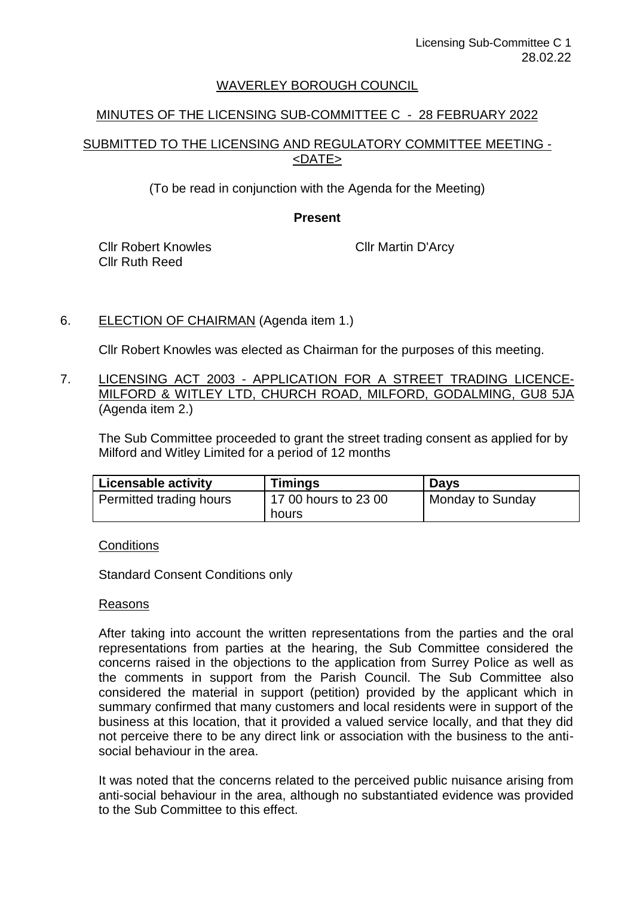# WAVERLEY BOROUGH COUNCIL

## MINUTES OF THE LICENSING SUB-COMMITTEE C - 28 FEBRUARY 2022

## SUBMITTED TO THE LICENSING AND REGULATORY COMMITTEE MEETING - <DATE>

(To be read in conjunction with the Agenda for the Meeting)

**Present**

Cllr Robert Knowles
Cllr Ruth Reed
Cllr Martin D'Arcy

6. ELECTION OF CHAIRMAN (Agenda item 1.)

   Cllr Robert Knowles was elected as Chairman for the purposes of this meeting.

7. LICENSING ACT 2003 - APPLICATION FOR A STREET TRADING LICENCE-MILFORD & WITLEY LTD, CHURCH ROAD, MILFORD, GODALMING, GU8 5JA (Agenda item 2.)

   The Sub Committee proceeded to grant the street trading consent as applied for by Milford and Witley Limited for a period of 12 months

| Licensable activity | Timings | Days |
| --- | --- | --- |
| Permitted trading hours | 17 00 hours to 23 00 hours | Monday to Sunday |

Conditions

Standard Consent Conditions only

Reasons

After taking into account the written representations from the parties and the oral representations from parties at the hearing, the Sub Committee considered the concerns raised in the objections to the application from Surrey Police as well as the comments in support from the Parish Council. The Sub Committee also considered the material in support (petition) provided by the applicant which in summary confirmed that many customers and local residents were in support of the business at this location, that it provided a valued service locally, and that they did not perceive there to be any direct link or association with the business to the anti-social behaviour in the area.

It was noted that the concerns related to the perceived public nuisance arising from anti-social behaviour in the area, although no substantiated evidence was provided to the Sub Committee to this effect.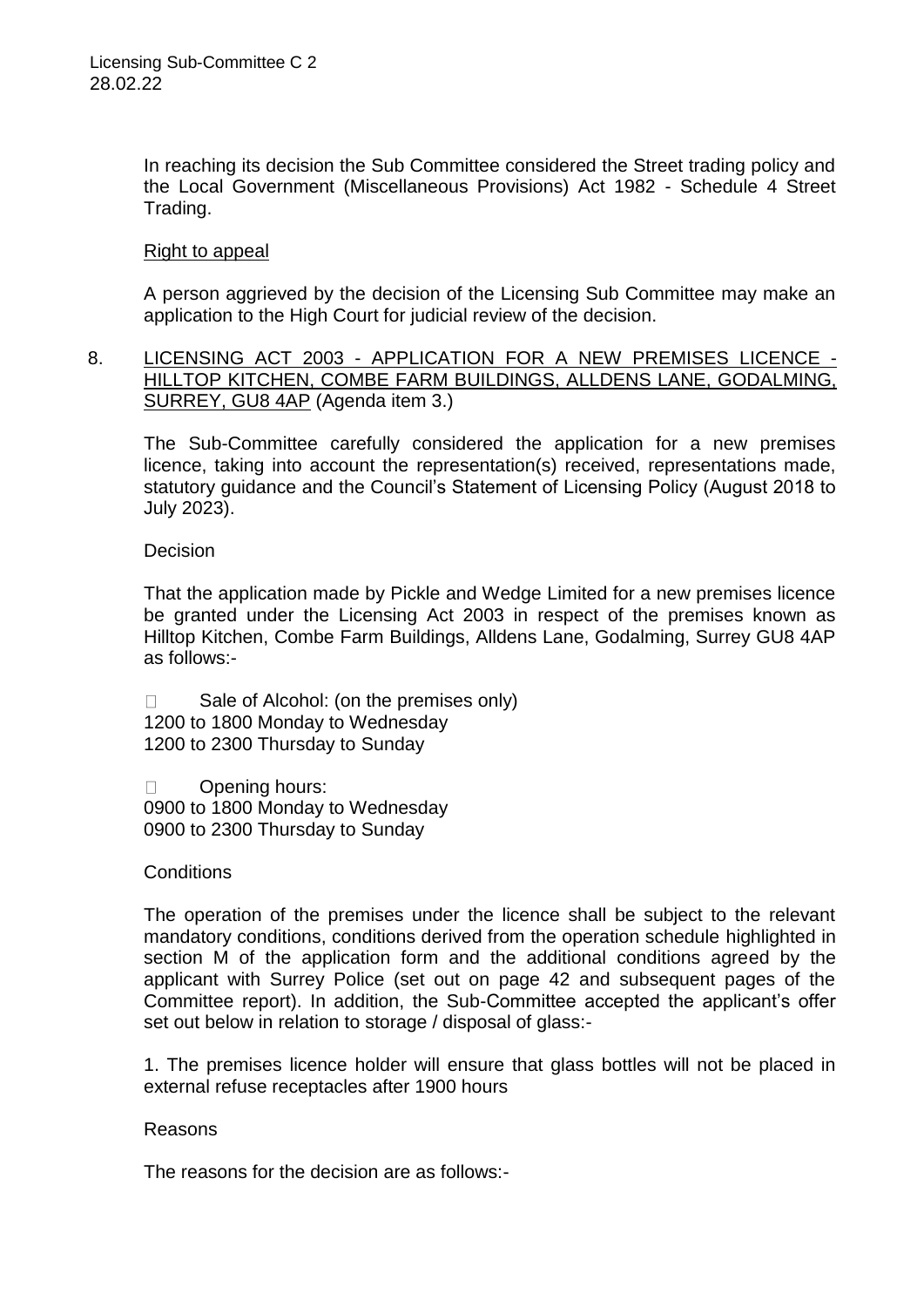In reaching its decision the Sub Committee considered the Street trading policy and the Local Government (Miscellaneous Provisions) Act 1982 - Schedule 4 Street Trading.

Right to appeal

A person aggrieved by the decision of the Licensing Sub Committee may make an application to the High Court for judicial review of the decision.

8. LICENSING ACT 2003 - APPLICATION FOR A NEW PREMISES LICENCE - HILLTOP KITCHEN, COMBE FARM BUILDINGS, ALLDENS LANE, GODALMING, SURREY, GU8 4AP (Agenda item 3.)

The Sub-Committee carefully considered the application for a new premises licence, taking into account the representation(s) received, representations made, statutory guidance and the Council's Statement of Licensing Policy (August 2018 to July 2023).

Decision

That the application made by Pickle and Wedge Limited for a new premises licence be granted under the Licensing Act 2003 in respect of the premises known as Hilltop Kitchen, Combe Farm Buildings, Alldens Lane, Godalming, Surrey GU8 4AP as follows:-

- Sale of Alcohol: (on the premises only)

1200 to 1800 Monday to Wednesday
1200 to 2300 Thursday to Sunday

- Opening hours:

0900 to 1800 Monday to Wednesday
0900 to 2300 Thursday to Sunday

Conditions

The operation of the premises under the licence shall be subject to the relevant mandatory conditions, conditions derived from the operation schedule highlighted in section M of the application form and the additional conditions agreed by the applicant with Surrey Police (set out on page 42 and subsequent pages of the Committee report). In addition, the Sub-Committee accepted the applicant's offer set out below in relation to storage / disposal of glass:-

1. The premises licence holder will ensure that glass bottles will not be placed in external refuse receptacles after 1900 hours

Reasons

The reasons for the decision are as follows:-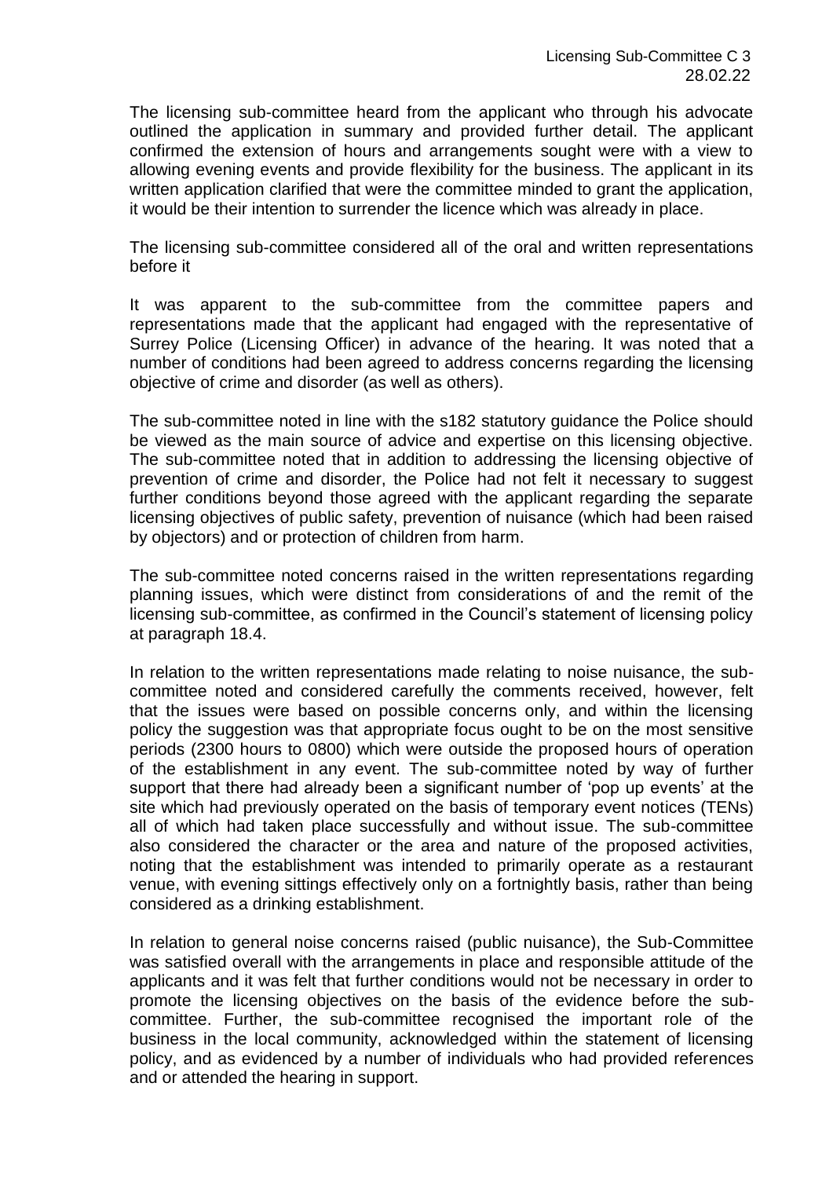The licensing sub-committee heard from the applicant who through his advocate outlined the application in summary and provided further detail. The applicant confirmed the extension of hours and arrangements sought were with a view to allowing evening events and provide flexibility for the business. The applicant in its written application clarified that were the committee minded to grant the application, it would be their intention to surrender the licence which was already in place.

The licensing sub-committee considered all of the oral and written representations before it

It was apparent to the sub-committee from the committee papers and representations made that the applicant had engaged with the representative of Surrey Police (Licensing Officer) in advance of the hearing. It was noted that a number of conditions had been agreed to address concerns regarding the licensing objective of crime and disorder (as well as others).

The sub-committee noted in line with the s182 statutory guidance the Police should be viewed as the main source of advice and expertise on this licensing objective. The sub-committee noted that in addition to addressing the licensing objective of prevention of crime and disorder, the Police had not felt it necessary to suggest further conditions beyond those agreed with the applicant regarding the separate licensing objectives of public safety, prevention of nuisance (which had been raised by objectors) and or protection of children from harm.

The sub-committee noted concerns raised in the written representations regarding planning issues, which were distinct from considerations of and the remit of the licensing sub-committee, as confirmed in the Council's statement of licensing policy at paragraph 18.4.

In relation to the written representations made relating to noise nuisance, the sub-committee noted and considered carefully the comments received, however, felt that the issues were based on possible concerns only, and within the licensing policy the suggestion was that appropriate focus ought to be on the most sensitive periods (2300 hours to 0800) which were outside the proposed hours of operation of the establishment in any event. The sub-committee noted by way of further support that there had already been a significant number of 'pop up events' at the site which had previously operated on the basis of temporary event notices (TENs) all of which had taken place successfully and without issue. The sub-committee also considered the character or the area and nature of the proposed activities, noting that the establishment was intended to primarily operate as a restaurant venue, with evening sittings effectively only on a fortnightly basis, rather than being considered as a drinking establishment.

In relation to general noise concerns raised (public nuisance), the Sub-Committee was satisfied overall with the arrangements in place and responsible attitude of the applicants and it was felt that further conditions would not be necessary in order to promote the licensing objectives on the basis of the evidence before the sub-committee. Further, the sub-committee recognised the important role of the business in the local community, acknowledged within the statement of licensing policy, and as evidenced by a number of individuals who had provided references and or attended the hearing in support.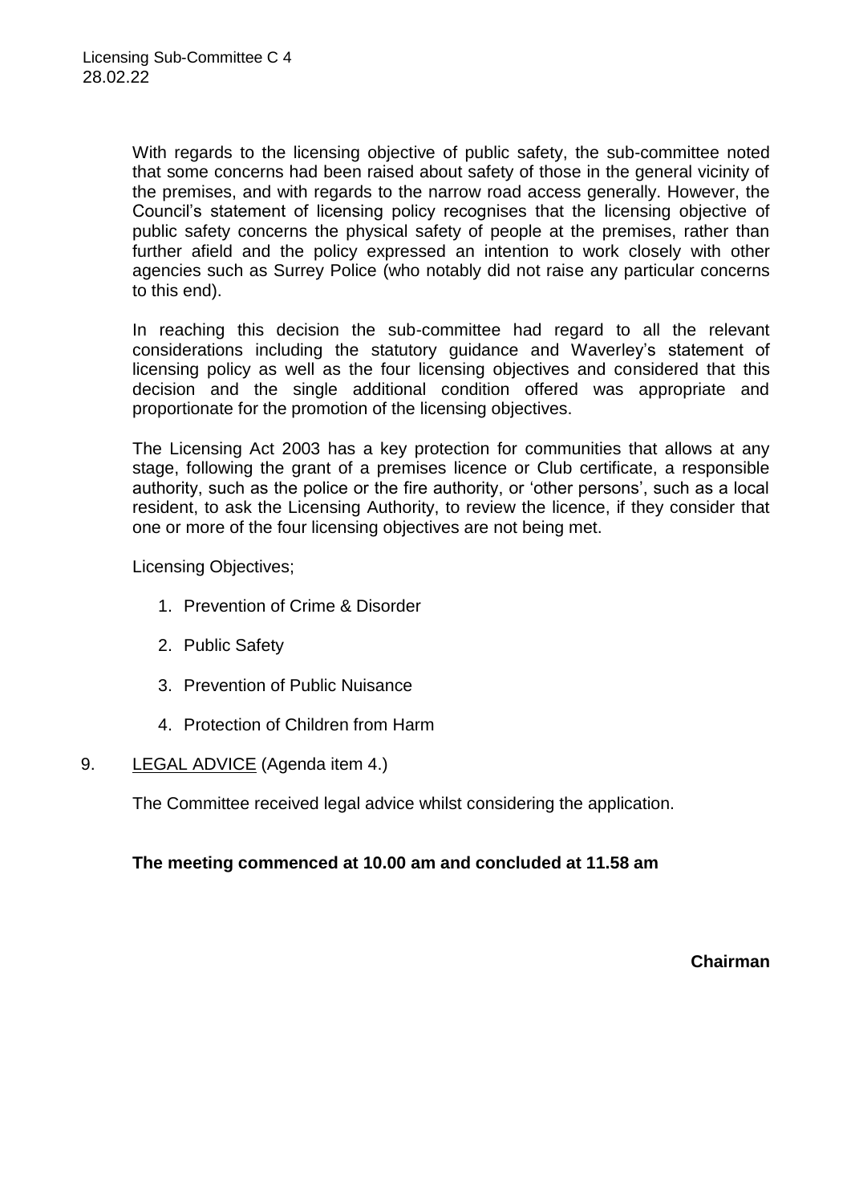With regards to the licensing objective of public safety, the sub-committee noted that some concerns had been raised about safety of those in the general vicinity of the premises, and with regards to the narrow road access generally. However, the Council's statement of licensing policy recognises that the licensing objective of public safety concerns the physical safety of people at the premises, rather than further afield and the policy expressed an intention to work closely with other agencies such as Surrey Police (who notably did not raise any particular concerns to this end).

In reaching this decision the sub-committee had regard to all the relevant considerations including the statutory guidance and Waverley's statement of licensing policy as well as the four licensing objectives and considered that this decision and the single additional condition offered was appropriate and proportionate for the promotion of the licensing objectives.

The Licensing Act 2003 has a key protection for communities that allows at any stage, following the grant of a premises licence or Club certificate, a responsible authority, such as the police or the fire authority, or 'other persons', such as a local resident, to ask the Licensing Authority, to review the licence, if they consider that one or more of the four licensing objectives are not being met.

Licensing Objectives;

1. Prevention of Crime & Disorder
2. Public Safety
3. Prevention of Public Nuisance
4. Protection of Children from Harm

9. LEGAL ADVICE (Agenda item 4.)

The Committee received legal advice whilst considering the application.

**The meeting commenced at 10.00 am and concluded at 11.58 am**

**Chairman**